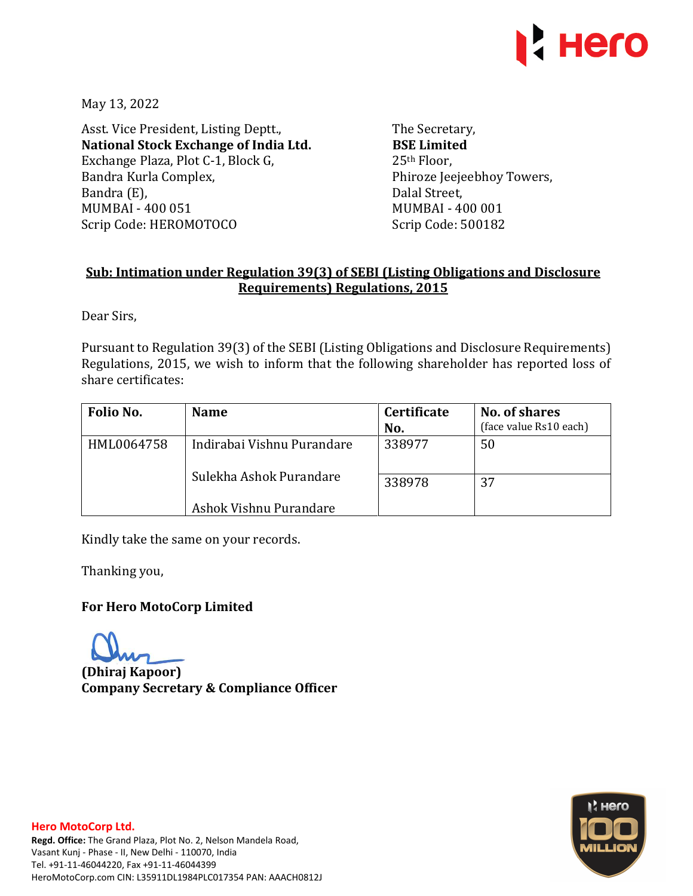May 13, 2022

Asst. Vice President, Listing Deptt.,
**National Stock Exchange of India Ltd.**
Exchange Plaza, Plot C-1, Block G,
Bandra Kurla Complex,
Bandra (E),
MUMBAI - 400 051
Scrip Code: HEROMOTOCO

The Secretary,
**BSE Limited**
25th Floor,
Phiroze Jeejeebhoy Towers,
Dalal Street,
MUMBAI - 400 001
Scrip Code: 500182

**Sub: Intimation under Regulation 39(3) of SEBI (Listing Obligations and Disclosure Requirements) Regulations, 2015**

Dear Sirs,

Pursuant to Regulation 39(3) of the SEBI (Listing Obligations and Disclosure Requirements) Regulations, 2015, we wish to inform that the following shareholder has reported loss of share certificates:

| Folio No. | Name | Certificate No. | No. of shares (face value Rs10 each) |
|---|---|---|---|
| HML0064758 | Indirabai Vishnu Purandare<br>Sulekha Ashok Purandare<br>Ashok Vishnu Purandare | 338977 | 50 |
| | | 338978 | 37 |

Kindly take the same on your records.

Thanking you,

**For Hero MotoCorp Limited**

**(Dhiraj Kapoor)**
**Company Secretary & Compliance Officer**

**Hero MotoCorp Ltd.**
**Regd. Office:** The Grand Plaza, Plot No. 2, Nelson Mandela Road, Vasant Kunj - Phase - II, New Delhi - 110070, India
Tel. +91-11-46044220, Fax +91-11-46044399
HeroMotoCorp.com CIN: L35911DL1984PLC017354 PAN: AAACH0812J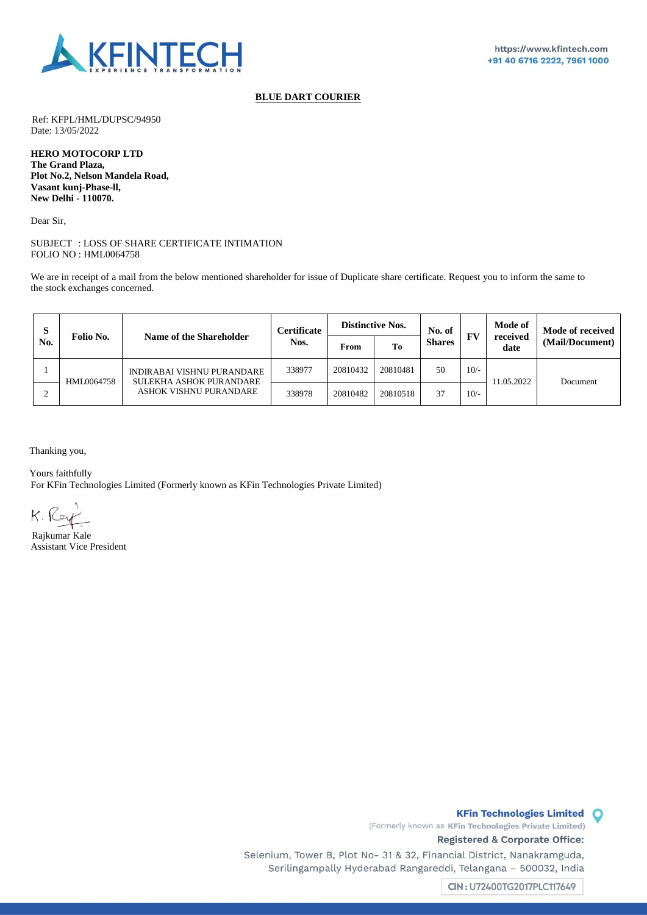**BLUE DART COURIER**

Ref: KFPL/HML/DUPSC/94950
Date: 13/05/2022

**HERO MOTOCORP LTD**
**The Grand Plaza,**
**Plot No.2, Nelson Mandela Road,**
**Vasant kunj-Phase-ll,**
**New Delhi - 110070.**

Dear Sir,

SUBJECT : LOSS OF SHARE CERTIFICATE INTIMATION
FOLIO NO : HML0064758

We are in receipt of a mail from the below mentioned shareholder for issue of Duplicate share certificate. Request you to inform the same to the stock exchanges concerned.

| S No. | Folio No. | Name of the Shareholder | Certificate Nos. | Distinctive Nos. | | No. of Shares | FV | Mode of received date | Mode of received (Mail/Document) |
|---|---|---|---|---|---|---|---|---|---|
| | | | | From | To | | | | |
| 1 | HML0064758 | INDIRABAI VISHNU PURANDARE SULEKHA ASHOK PURANDARE ASHOK VISHNU PURANDARE | 338977 | 20810432 | 20810481 | 50 | 10/- | 11.05.2022 | Document |
| 2 | | | 338978 | 20810482 | 20810518 | 37 | 10/- | | |

Thanking you,

Yours faithfully
For KFin Technologies Limited (Formerly known as KFin Technologies Private Limited)

Rajkumar Kale
Assistant Vice President

**KFin Technologies Limited**
(Formerly known as KFin Technologies Private Limited)
Registered & Corporate Office:
Selenium, Tower B, Plot No- 31 & 32, Financial District, Nanakramguda, Serilingampally Hyderabad Rangareddi, Telangana – 500032, India
CIN: U72400TG2017PLC117649